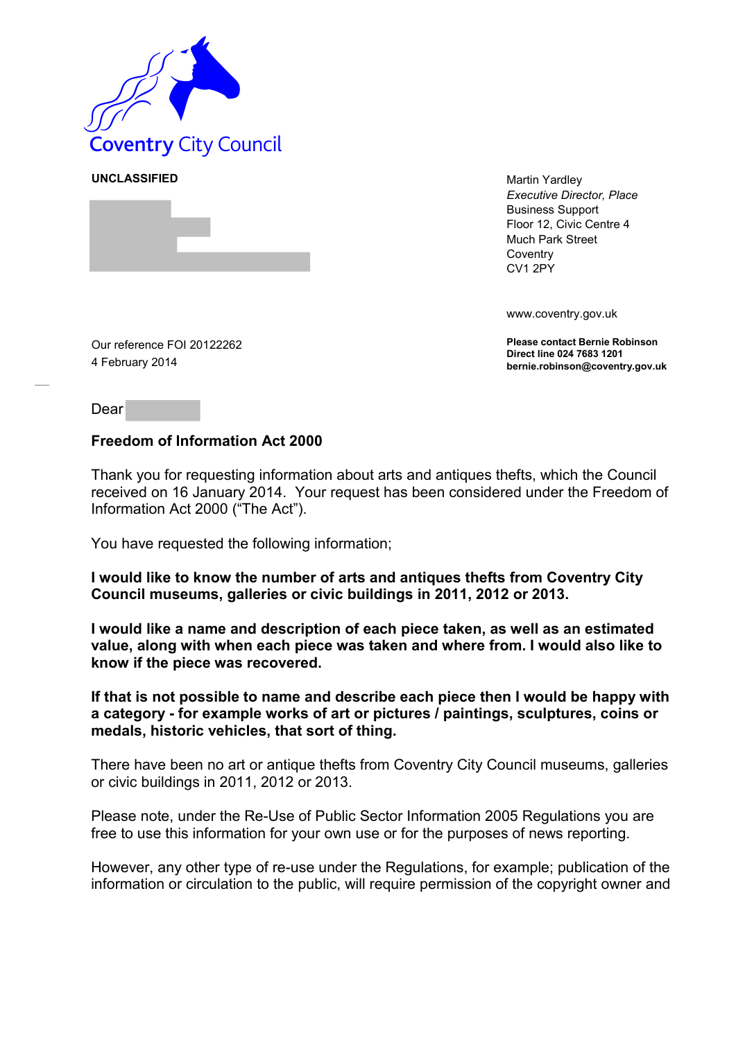Coventry City Council

**UNCLASSIFIED**

Martin Yardley
*Executive Director, Place*
Business Support
Floor 12, Civic Centre 4
Much Park Street
Coventry
CV1 2PY

www.coventry.gov.uk

**Please contact Bernie Robinson**
**Direct line 024 7683 1201**
**bernie.robinson@coventry.gov.uk**

Our reference FOI 20122262
4 February 2014

Dear

**Freedom of Information Act 2000**

Thank you for requesting information about arts and antiques thefts, which the Council received on 16 January 2014. Your request has been considered under the Freedom of Information Act 2000 ("The Act").

You have requested the following information;

**I would like to know the number of arts and antiques thefts from Coventry City Council museums, galleries or civic buildings in 2011, 2012 or 2013.**

**I would like a name and description of each piece taken, as well as an estimated value, along with when each piece was taken and where from. I would also like to know if the piece was recovered.**

**If that is not possible to name and describe each piece then I would be happy with a category - for example works of art or pictures / paintings, sculptures, coins or medals, historic vehicles, that sort of thing.**

There have been no art or antique thefts from Coventry City Council museums, galleries or civic buildings in 2011, 2012 or 2013.

Please note, under the Re-Use of Public Sector Information 2005 Regulations you are free to use this information for your own use or for the purposes of news reporting.

However, any other type of re-use under the Regulations, for example; publication of the information or circulation to the public, will require permission of the copyright owner and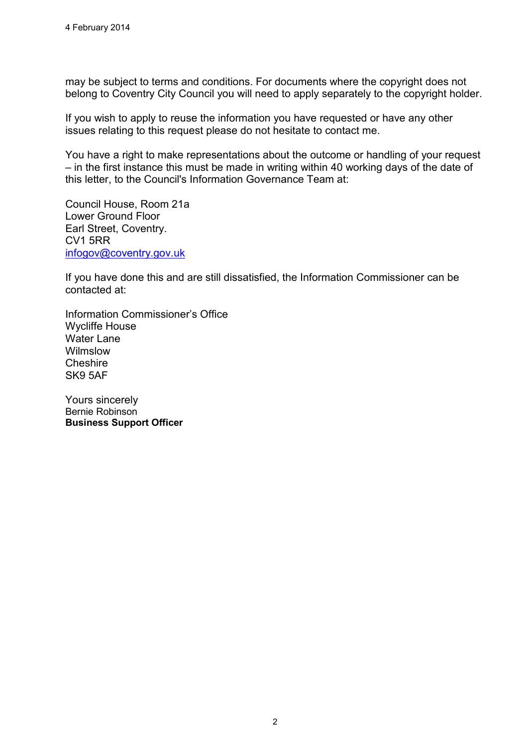4 February 2014

may be subject to terms and conditions. For documents where the copyright does not belong to Coventry City Council you will need to apply separately to the copyright holder.

If you wish to apply to reuse the information you have requested or have any other issues relating to this request please do not hesitate to contact me.

You have a right to make representations about the outcome or handling of your request – in the first instance this must be made in writing within 40 working days of the date of this letter, to the Council's Information Governance Team at:

Council House, Room 21a  
Lower Ground Floor  
Earl Street, Coventry.  
CV1 5RR  
infogov@coventry.gov.uk

If you have done this and are still dissatisfied, the Information Commissioner can be contacted at:

Information Commissioner's Office  
Wycliffe House  
Water Lane  
Wilmslow  
Cheshire  
SK9 5AF

Yours sincerely  
Bernie Robinson  
**Business Support Officer**